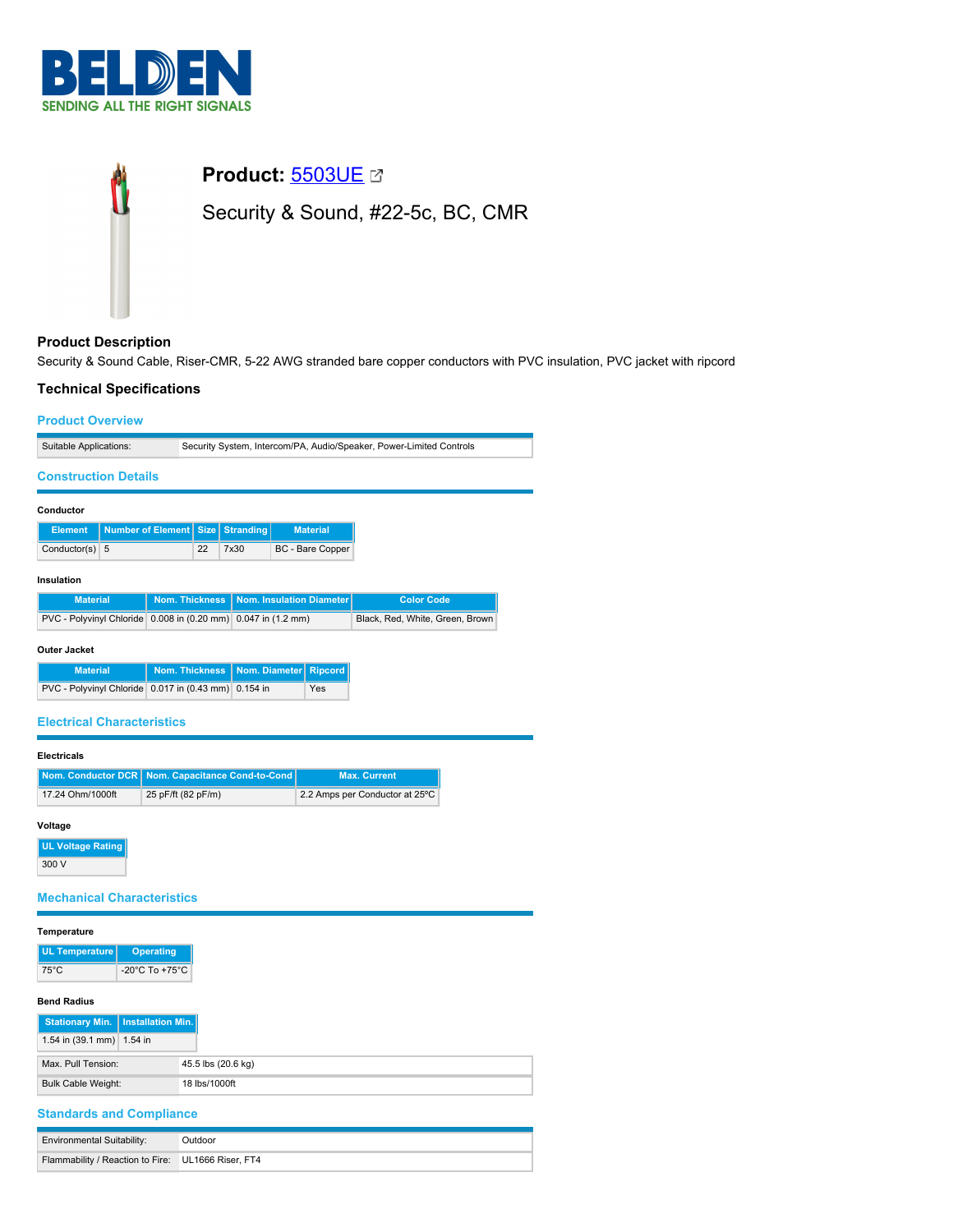**BELDEN**
SENDING ALL THE RIGHT SIGNALS

# Product: 5503UE

Security & Sound, #22-5c, BC, CMR

## Product Description

Security & Sound Cable, Riser-CMR, 5-22 AWG stranded bare copper conductors with PVC insulation, PVC jacket with ripcord

## Technical Specifications

### Product Overview

| | |
|---|---|
| Suitable Applications: | Security System, Intercom/PA, Audio/Speaker, Power-Limited Controls |

### Construction Details

#### Conductor

| Element | Number of Element | Size | Stranding | Material |
|---|---|---|---|---|
| Conductor(s) | 5 | 22 | 7x30 | BC - Bare Copper |

#### Insulation

| Material | Nom. Thickness | Nom. Insulation Diameter | Color Code |
|---|---|---|---|
| PVC - Polyvinyl Chloride | 0.008 in (0.20 mm) | 0.047 in (1.2 mm) | Black, Red, White, Green, Brown |

#### Outer Jacket

| Material | Nom. Thickness | Nom. Diameter | Ripcord |
|---|---|---|---|
| PVC - Polyvinyl Chloride | 0.017 in (0.43 mm) | 0.154 in | Yes |

### Electrical Characteristics

#### Electricals

| Nom. Conductor DCR | Nom. Capacitance Cond-to-Cond | Max. Current |
|---|---|---|
| 17.24 Ohm/1000ft | 25 pF/ft (82 pF/m) | 2.2 Amps per Conductor at 25ºC |

#### Voltage

| UL Voltage Rating |
|---|
| 300 V |

### Mechanical Characteristics

#### Temperature

| UL Temperature | Operating |
|---|---|
| 75°C | -20°C To +75°C |

#### Bend Radius

| Stationary Min. | Installation Min. |
|---|---|
| 1.54 in (39.1 mm) | 1.54 in |

| | |
|---|---|
| Max. Pull Tension: | 45.5 lbs (20.6 kg) |
| Bulk Cable Weight: | 18 lbs/1000ft |

### Standards and Compliance

| | |
|---|---|
| Environmental Suitability: | Outdoor |
| Flammability / Reaction to Fire: | UL1666 Riser, FT4 |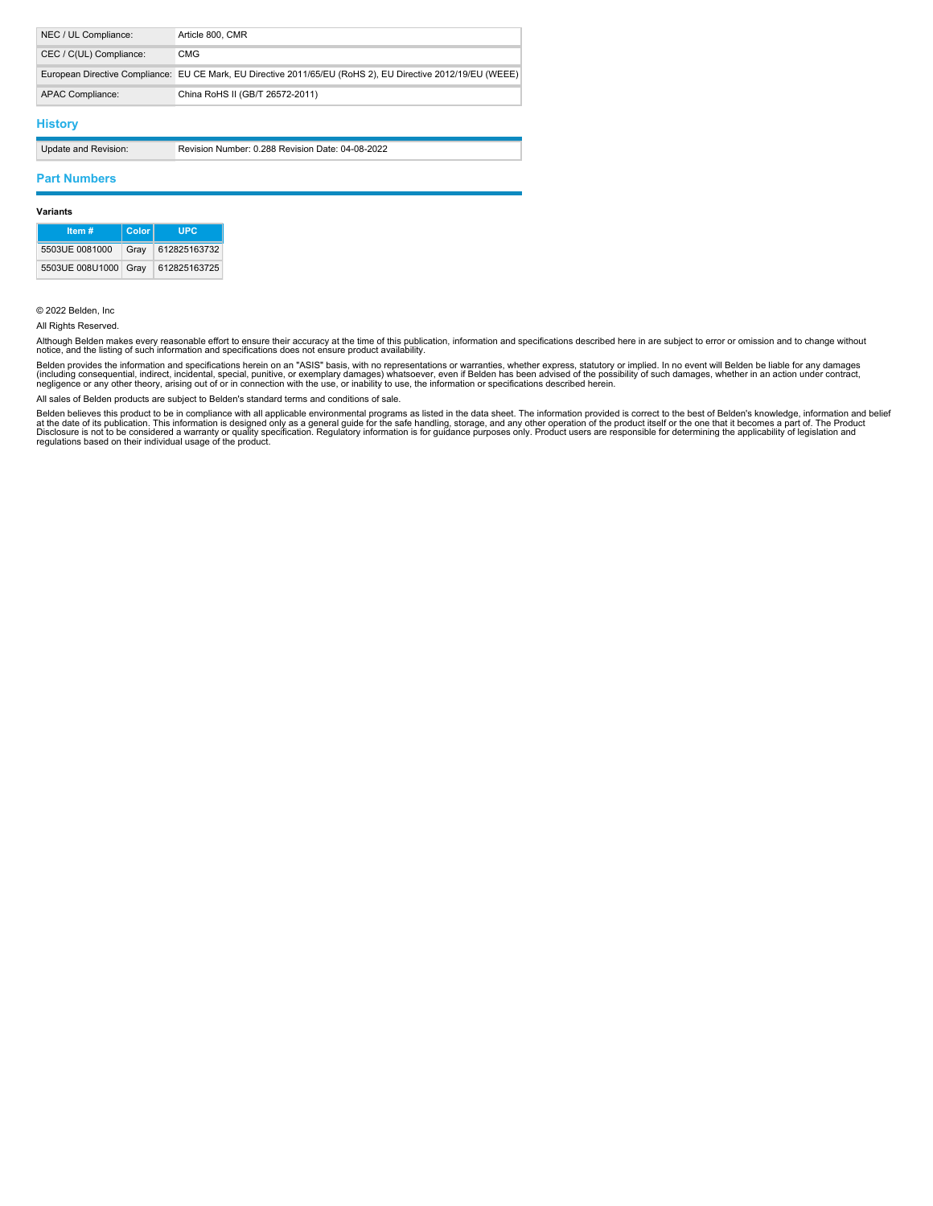| | |
|---|---|
| NEC / UL Compliance: | Article 800, CMR |
| CEC / C(UL) Compliance: | CMG |
| European Directive Compliance: | EU CE Mark, EU Directive 2011/65/EU (RoHS 2), EU Directive 2012/19/EU (WEEE) |
| APAC Compliance: | China RoHS II (GB/T 26572-2011) |

## History

| | |
|---|---|
| Update and Revision: | Revision Number: 0.288 Revision Date: 04-08-2022 |

## Part Numbers

**Variants**

| Item # | Color | UPC |
|---|---|---|
| 5503UE 0081000 | Gray | 612825163732 |
| 5503UE 008U1000 | Gray | 612825163725 |

© 2022 Belden, Inc

All Rights Reserved.

Although Belden makes every reasonable effort to ensure their accuracy at the time of this publication, information and specifications described here in are subject to error or omission and to change without notice, and the listing of such information and specifications does not ensure product availability.

Belden provides the information and specifications herein on an "ASIS" basis, with no representations or warranties, whether express, statutory or implied. In no event will Belden be liable for any damages (including consequential, indirect, incidental, special, punitive, or exemplary damages) whatsoever, even if Belden has been advised of the possibility of such damages, whether in an action under contract, negligence or any other theory, arising out of or in connection with the use, or inability to use, the information or specifications described herein.

All sales of Belden products are subject to Belden's standard terms and conditions of sale.

Belden believes this product to be in compliance with all applicable environmental programs as listed in the data sheet. The information provided is correct to the best of Belden's knowledge, information and belief at the date of its publication. This information is designed only as a general guide for the safe handling, storage, and any other operation of the product itself or the one that it becomes a part of. The Product Disclosure is not to be considered a warranty or quality specification. Regulatory information is for guidance purposes only. Product users are responsible for determining the applicability of legislation and regulations based on their individual usage of the product.